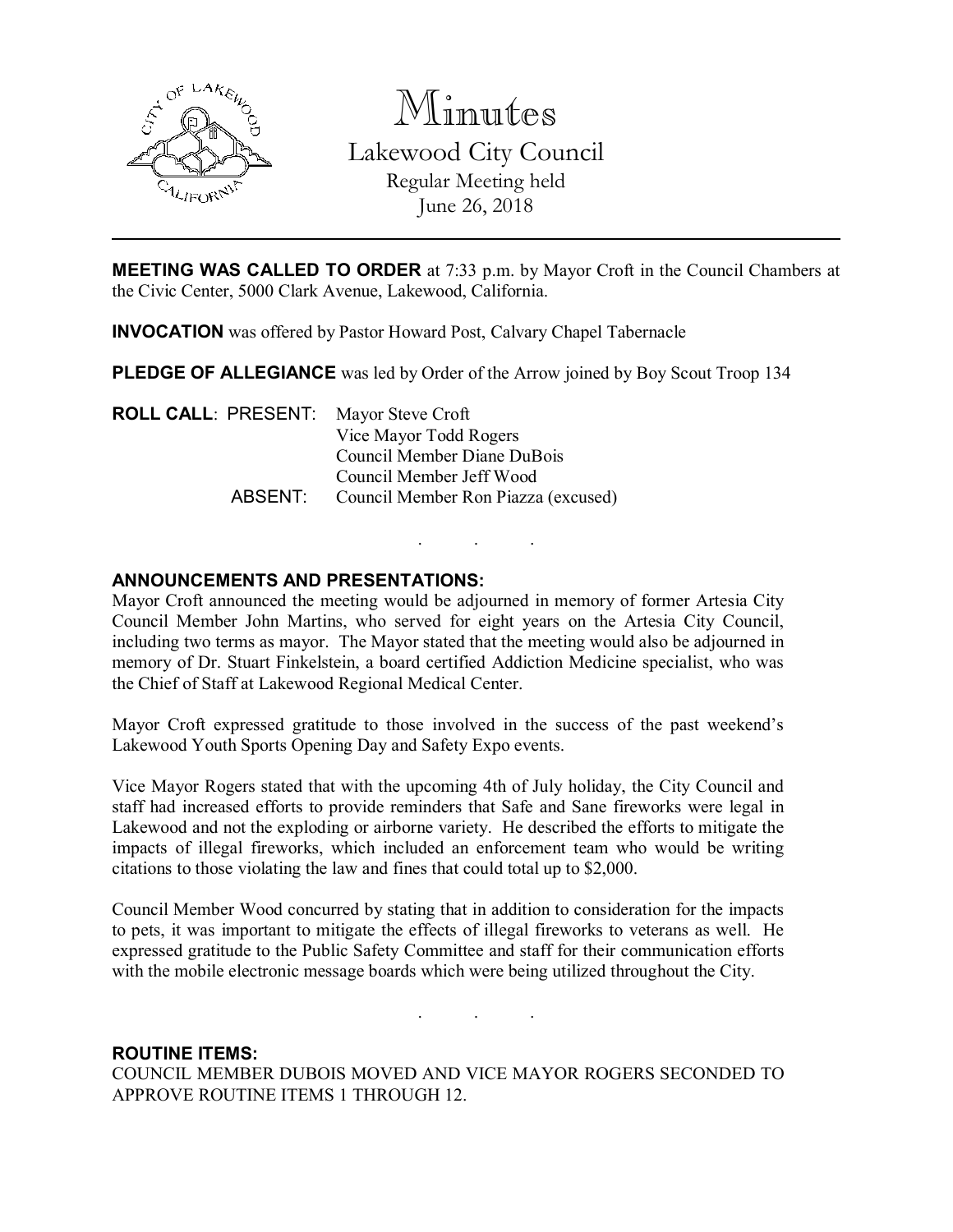# Minutes

## Lakewood City Council

Regular Meeting held
June 26, 2018

---

**MEETING WAS CALLED TO ORDER** at 7:33 p.m. by Mayor Croft in the Council Chambers at the Civic Center, 5000 Clark Avenue, Lakewood, California.

**INVOCATION** was offered by Pastor Howard Post, Calvary Chapel Tabernacle

**PLEDGE OF ALLEGIANCE** was led by Order of the Arrow joined by Boy Scout Troop 134

**ROLL CALL**: PRESENT: Mayor Steve Croft
Vice Mayor Todd Rogers
Council Member Diane DuBois
Council Member Jeff Wood
ABSENT: Council Member Ron Piazza (excused)

. . .

**ANNOUNCEMENTS AND PRESENTATIONS:**

Mayor Croft announced the meeting would be adjourned in memory of former Artesia City Council Member John Martins, who served for eight years on the Artesia City Council, including two terms as mayor. The Mayor stated that the meeting would also be adjourned in memory of Dr. Stuart Finkelstein, a board certified Addiction Medicine specialist, who was the Chief of Staff at Lakewood Regional Medical Center.

Mayor Croft expressed gratitude to those involved in the success of the past weekend's Lakewood Youth Sports Opening Day and Safety Expo events.

Vice Mayor Rogers stated that with the upcoming 4th of July holiday, the City Council and staff had increased efforts to provide reminders that Safe and Sane fireworks were legal in Lakewood and not the exploding or airborne variety. He described the efforts to mitigate the impacts of illegal fireworks, which included an enforcement team who would be writing citations to those violating the law and fines that could total up to $2,000.

Council Member Wood concurred by stating that in addition to consideration for the impacts to pets, it was important to mitigate the effects of illegal fireworks to veterans as well. He expressed gratitude to the Public Safety Committee and staff for their communication efforts with the mobile electronic message boards which were being utilized throughout the City.

. . .

**ROUTINE ITEMS:**

COUNCIL MEMBER DUBOIS MOVED AND VICE MAYOR ROGERS SECONDED TO APPROVE ROUTINE ITEMS 1 THROUGH 12.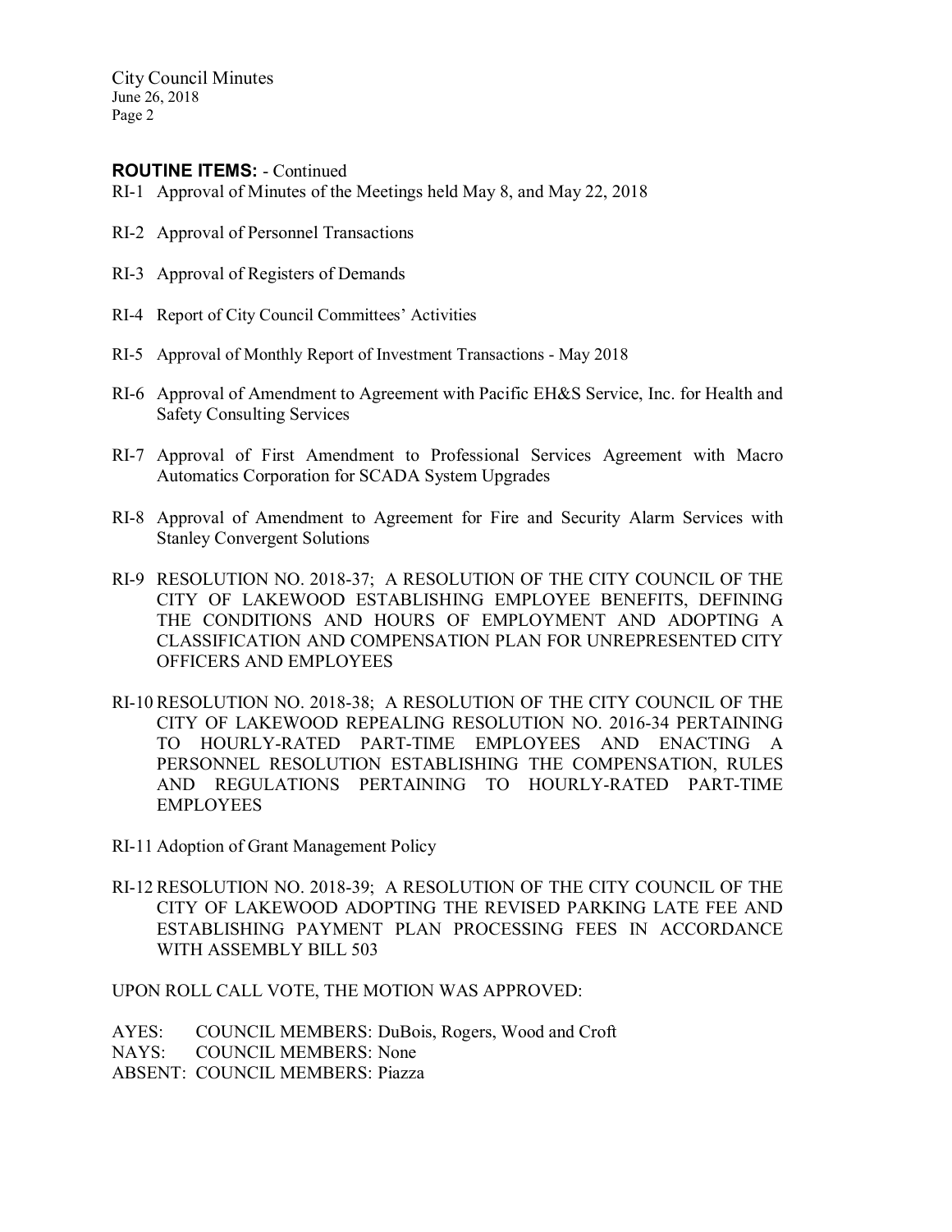**ROUTINE ITEMS:** - Continued

RI-1 Approval of Minutes of the Meetings held May 8, and May 22, 2018

RI-2 Approval of Personnel Transactions

RI-3 Approval of Registers of Demands

RI-4 Report of City Council Committees' Activities

RI-5 Approval of Monthly Report of Investment Transactions - May 2018

RI-6 Approval of Amendment to Agreement with Pacific EH&S Service, Inc. for Health and Safety Consulting Services

RI-7 Approval of First Amendment to Professional Services Agreement with Macro Automatics Corporation for SCADA System Upgrades

RI-8 Approval of Amendment to Agreement for Fire and Security Alarm Services with Stanley Convergent Solutions

RI-9 RESOLUTION NO. 2018-37; A RESOLUTION OF THE CITY COUNCIL OF THE CITY OF LAKEWOOD ESTABLISHING EMPLOYEE BENEFITS, DEFINING THE CONDITIONS AND HOURS OF EMPLOYMENT AND ADOPTING A CLASSIFICATION AND COMPENSATION PLAN FOR UNREPRESENTED CITY OFFICERS AND EMPLOYEES

RI-10 RESOLUTION NO. 2018-38; A RESOLUTION OF THE CITY COUNCIL OF THE CITY OF LAKEWOOD REPEALING RESOLUTION NO. 2016-34 PERTAINING TO HOURLY-RATED PART-TIME EMPLOYEES AND ENACTING A PERSONNEL RESOLUTION ESTABLISHING THE COMPENSATION, RULES AND REGULATIONS PERTAINING TO HOURLY-RATED PART-TIME EMPLOYEES

RI-11 Adoption of Grant Management Policy

RI-12 RESOLUTION NO. 2018-39; A RESOLUTION OF THE CITY COUNCIL OF THE CITY OF LAKEWOOD ADOPTING THE REVISED PARKING LATE FEE AND ESTABLISHING PAYMENT PLAN PROCESSING FEES IN ACCORDANCE WITH ASSEMBLY BILL 503

UPON ROLL CALL VOTE, THE MOTION WAS APPROVED:

AYES: COUNCIL MEMBERS: DuBois, Rogers, Wood and Croft
NAYS: COUNCIL MEMBERS: None
ABSENT: COUNCIL MEMBERS: Piazza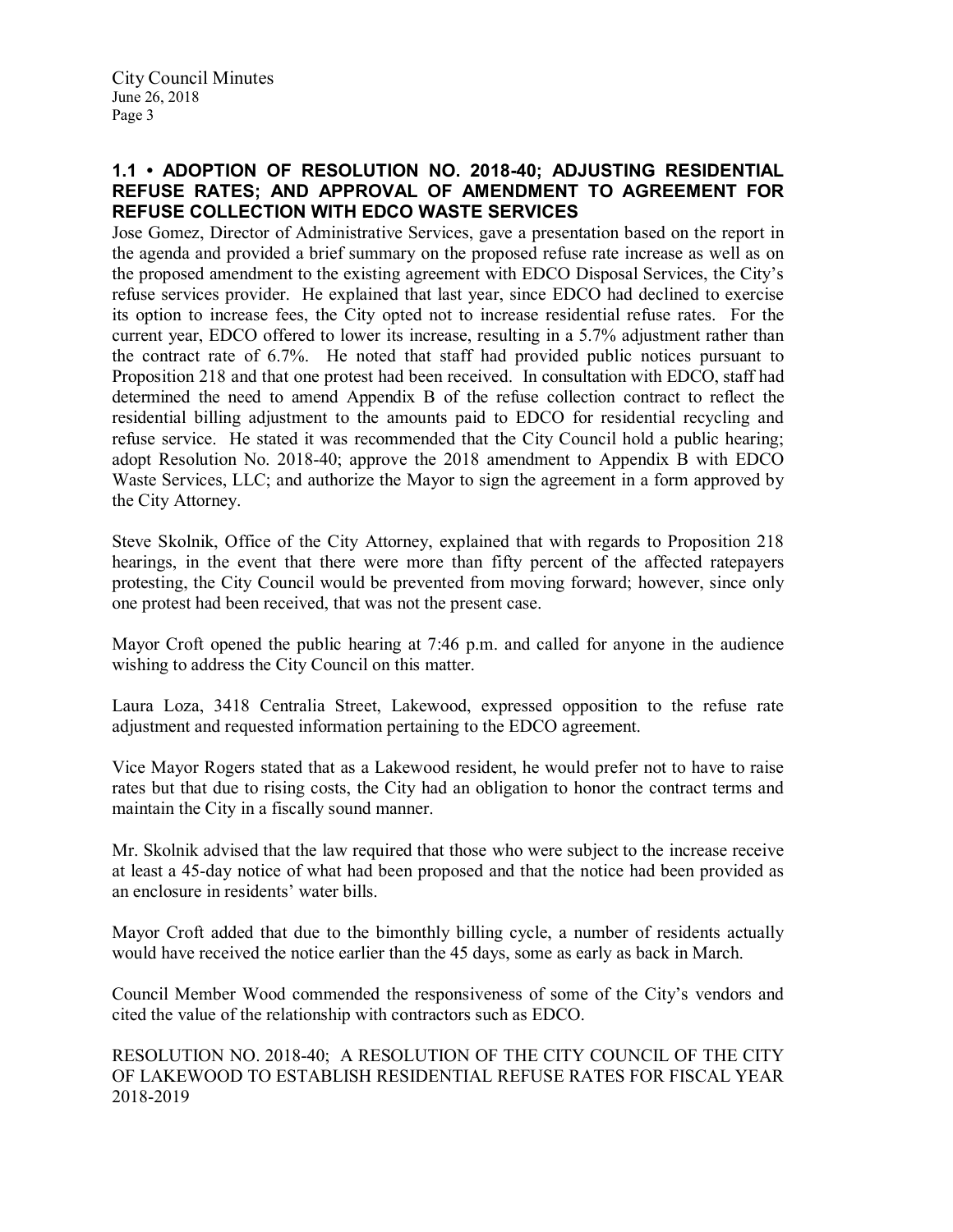## 1.1 • ADOPTION OF RESOLUTION NO. 2018-40; ADJUSTING RESIDENTIAL REFUSE RATES; AND APPROVAL OF AMENDMENT TO AGREEMENT FOR REFUSE COLLECTION WITH EDCO WASTE SERVICES

Jose Gomez, Director of Administrative Services, gave a presentation based on the report in the agenda and provided a brief summary on the proposed refuse rate increase as well as on the proposed amendment to the existing agreement with EDCO Disposal Services, the City's refuse services provider. He explained that last year, since EDCO had declined to exercise its option to increase fees, the City opted not to increase residential refuse rates. For the current year, EDCO offered to lower its increase, resulting in a 5.7% adjustment rather than the contract rate of 6.7%. He noted that staff had provided public notices pursuant to Proposition 218 and that one protest had been received. In consultation with EDCO, staff had determined the need to amend Appendix B of the refuse collection contract to reflect the residential billing adjustment to the amounts paid to EDCO for residential recycling and refuse service. He stated it was recommended that the City Council hold a public hearing; adopt Resolution No. 2018-40; approve the 2018 amendment to Appendix B with EDCO Waste Services, LLC; and authorize the Mayor to sign the agreement in a form approved by the City Attorney.

Steve Skolnik, Office of the City Attorney, explained that with regards to Proposition 218 hearings, in the event that there were more than fifty percent of the affected ratepayers protesting, the City Council would be prevented from moving forward; however, since only one protest had been received, that was not the present case.

Mayor Croft opened the public hearing at 7:46 p.m. and called for anyone in the audience wishing to address the City Council on this matter.

Laura Loza, 3418 Centralia Street, Lakewood, expressed opposition to the refuse rate adjustment and requested information pertaining to the EDCO agreement.

Vice Mayor Rogers stated that as a Lakewood resident, he would prefer not to have to raise rates but that due to rising costs, the City had an obligation to honor the contract terms and maintain the City in a fiscally sound manner.

Mr. Skolnik advised that the law required that those who were subject to the increase receive at least a 45-day notice of what had been proposed and that the notice had been provided as an enclosure in residents' water bills.

Mayor Croft added that due to the bimonthly billing cycle, a number of residents actually would have received the notice earlier than the 45 days, some as early as back in March.

Council Member Wood commended the responsiveness of some of the City's vendors and cited the value of the relationship with contractors such as EDCO.

RESOLUTION NO. 2018-40; A RESOLUTION OF THE CITY COUNCIL OF THE CITY OF LAKEWOOD TO ESTABLISH RESIDENTIAL REFUSE RATES FOR FISCAL YEAR 2018-2019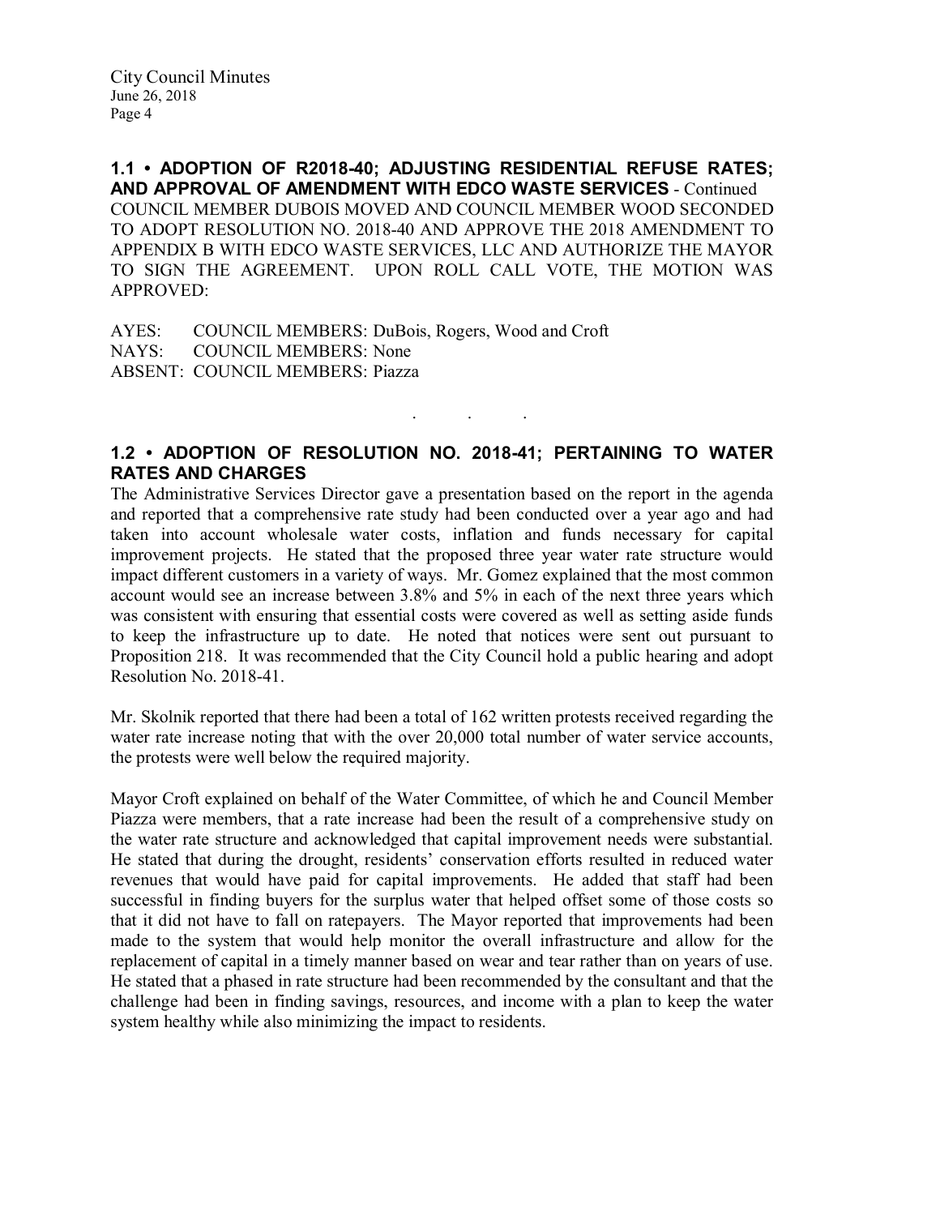**1.1 • ADOPTION OF R2018-40; ADJUSTING RESIDENTIAL REFUSE RATES; AND APPROVAL OF AMENDMENT WITH EDCO WASTE SERVICES** - Continued

COUNCIL MEMBER DUBOIS MOVED AND COUNCIL MEMBER WOOD SECONDED TO ADOPT RESOLUTION NO. 2018-40 AND APPROVE THE 2018 AMENDMENT TO APPENDIX B WITH EDCO WASTE SERVICES, LLC AND AUTHORIZE THE MAYOR TO SIGN THE AGREEMENT. UPON ROLL CALL VOTE, THE MOTION WAS APPROVED:

AYES: COUNCIL MEMBERS: DuBois, Rogers, Wood and Croft
NAYS: COUNCIL MEMBERS: None
ABSENT: COUNCIL MEMBERS: Piazza

. . .

**1.2 • ADOPTION OF RESOLUTION NO. 2018-41; PERTAINING TO WATER RATES AND CHARGES**

The Administrative Services Director gave a presentation based on the report in the agenda and reported that a comprehensive rate study had been conducted over a year ago and had taken into account wholesale water costs, inflation and funds necessary for capital improvement projects. He stated that the proposed three year water rate structure would impact different customers in a variety of ways. Mr. Gomez explained that the most common account would see an increase between 3.8% and 5% in each of the next three years which was consistent with ensuring that essential costs were covered as well as setting aside funds to keep the infrastructure up to date. He noted that notices were sent out pursuant to Proposition 218. It was recommended that the City Council hold a public hearing and adopt Resolution No. 2018-41.

Mr. Skolnik reported that there had been a total of 162 written protests received regarding the water rate increase noting that with the over 20,000 total number of water service accounts, the protests were well below the required majority.

Mayor Croft explained on behalf of the Water Committee, of which he and Council Member Piazza were members, that a rate increase had been the result of a comprehensive study on the water rate structure and acknowledged that capital improvement needs were substantial. He stated that during the drought, residents' conservation efforts resulted in reduced water revenues that would have paid for capital improvements. He added that staff had been successful in finding buyers for the surplus water that helped offset some of those costs so that it did not have to fall on ratepayers. The Mayor reported that improvements had been made to the system that would help monitor the overall infrastructure and allow for the replacement of capital in a timely manner based on wear and tear rather than on years of use. He stated that a phased in rate structure had been recommended by the consultant and that the challenge had been in finding savings, resources, and income with a plan to keep the water system healthy while also minimizing the impact to residents.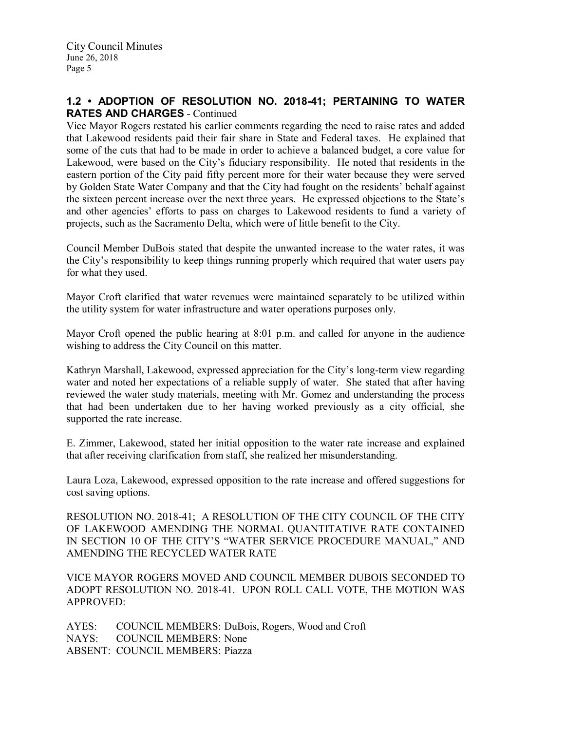## 1.2 • ADOPTION OF RESOLUTION NO. 2018-41; PERTAINING TO WATER RATES AND CHARGES - Continued

Vice Mayor Rogers restated his earlier comments regarding the need to raise rates and added that Lakewood residents paid their fair share in State and Federal taxes. He explained that some of the cuts that had to be made in order to achieve a balanced budget, a core value for Lakewood, were based on the City's fiduciary responsibility. He noted that residents in the eastern portion of the City paid fifty percent more for their water because they were served by Golden State Water Company and that the City had fought on the residents' behalf against the sixteen percent increase over the next three years. He expressed objections to the State's and other agencies' efforts to pass on charges to Lakewood residents to fund a variety of projects, such as the Sacramento Delta, which were of little benefit to the City.

Council Member DuBois stated that despite the unwanted increase to the water rates, it was the City's responsibility to keep things running properly which required that water users pay for what they used.

Mayor Croft clarified that water revenues were maintained separately to be utilized within the utility system for water infrastructure and water operations purposes only.

Mayor Croft opened the public hearing at 8:01 p.m. and called for anyone in the audience wishing to address the City Council on this matter.

Kathryn Marshall, Lakewood, expressed appreciation for the City's long-term view regarding water and noted her expectations of a reliable supply of water. She stated that after having reviewed the water study materials, meeting with Mr. Gomez and understanding the process that had been undertaken due to her having worked previously as a city official, she supported the rate increase.

E. Zimmer, Lakewood, stated her initial opposition to the water rate increase and explained that after receiving clarification from staff, she realized her misunderstanding.

Laura Loza, Lakewood, expressed opposition to the rate increase and offered suggestions for cost saving options.

RESOLUTION NO. 2018-41; A RESOLUTION OF THE CITY COUNCIL OF THE CITY OF LAKEWOOD AMENDING THE NORMAL QUANTITATIVE RATE CONTAINED IN SECTION 10 OF THE CITY'S "WATER SERVICE PROCEDURE MANUAL," AND AMENDING THE RECYCLED WATER RATE

VICE MAYOR ROGERS MOVED AND COUNCIL MEMBER DUBOIS SECONDED TO ADOPT RESOLUTION NO. 2018-41. UPON ROLL CALL VOTE, THE MOTION WAS APPROVED:

AYES: COUNCIL MEMBERS: DuBois, Rogers, Wood and Croft
NAYS: COUNCIL MEMBERS: None
ABSENT: COUNCIL MEMBERS: Piazza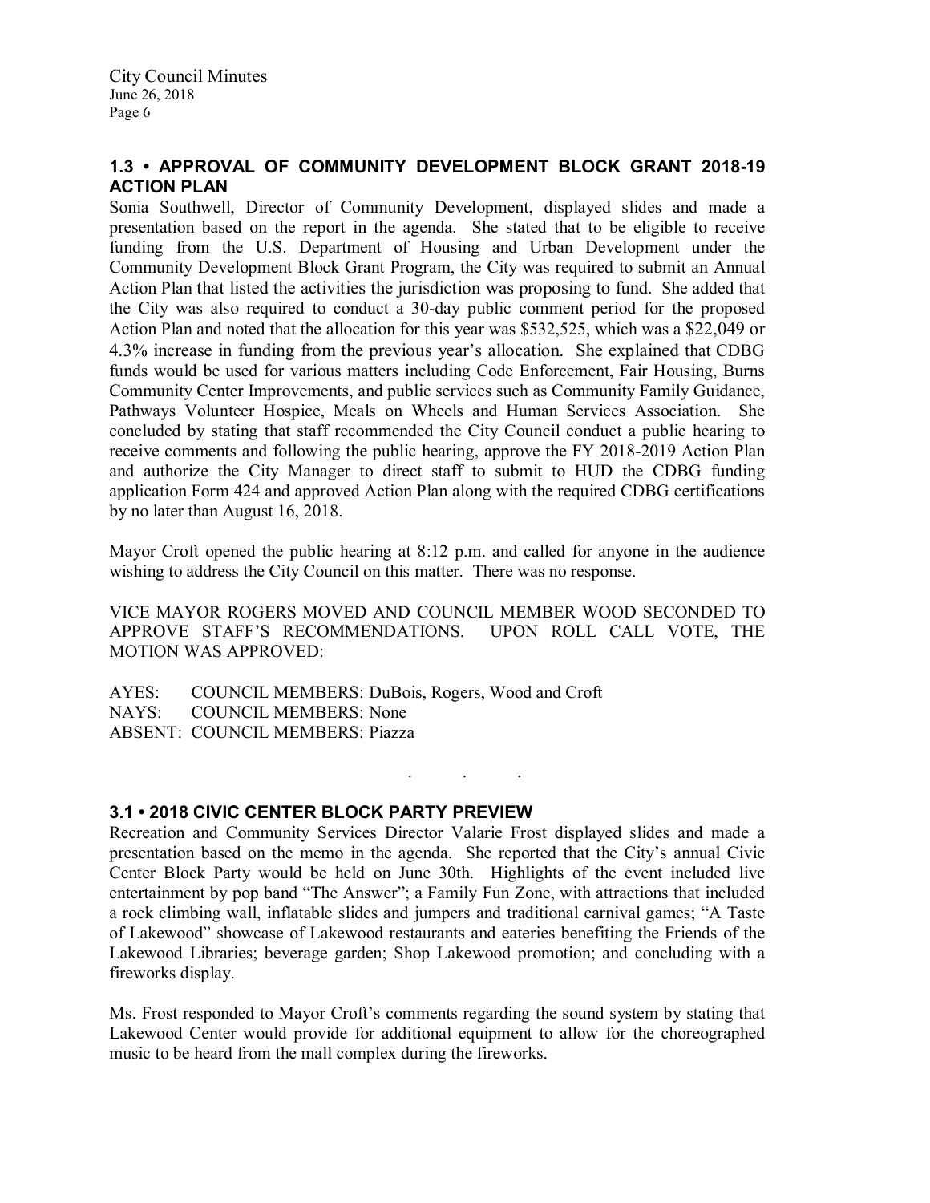## 1.3 • APPROVAL OF COMMUNITY DEVELOPMENT BLOCK GRANT 2018-19 ACTION PLAN

Sonia Southwell, Director of Community Development, displayed slides and made a presentation based on the report in the agenda. She stated that to be eligible to receive funding from the U.S. Department of Housing and Urban Development under the Community Development Block Grant Program, the City was required to submit an Annual Action Plan that listed the activities the jurisdiction was proposing to fund. She added that the City was also required to conduct a 30-day public comment period for the proposed Action Plan and noted that the allocation for this year was $532,525, which was a $22,049 or 4.3% increase in funding from the previous year's allocation. She explained that CDBG funds would be used for various matters including Code Enforcement, Fair Housing, Burns Community Center Improvements, and public services such as Community Family Guidance, Pathways Volunteer Hospice, Meals on Wheels and Human Services Association. She concluded by stating that staff recommended the City Council conduct a public hearing to receive comments and following the public hearing, approve the FY 2018-2019 Action Plan and authorize the City Manager to direct staff to submit to HUD the CDBG funding application Form 424 and approved Action Plan along with the required CDBG certifications by no later than August 16, 2018.

Mayor Croft opened the public hearing at 8:12 p.m. and called for anyone in the audience wishing to address the City Council on this matter. There was no response.

VICE MAYOR ROGERS MOVED AND COUNCIL MEMBER WOOD SECONDED TO APPROVE STAFF'S RECOMMENDATIONS. UPON ROLL CALL VOTE, THE MOTION WAS APPROVED:

AYES: COUNCIL MEMBERS: DuBois, Rogers, Wood and Croft
NAYS: COUNCIL MEMBERS: None
ABSENT: COUNCIL MEMBERS: Piazza

. . .

## 3.1 • 2018 CIVIC CENTER BLOCK PARTY PREVIEW

Recreation and Community Services Director Valarie Frost displayed slides and made a presentation based on the memo in the agenda. She reported that the City's annual Civic Center Block Party would be held on June 30th. Highlights of the event included live entertainment by pop band "The Answer"; a Family Fun Zone, with attractions that included a rock climbing wall, inflatable slides and jumpers and traditional carnival games; "A Taste of Lakewood" showcase of Lakewood restaurants and eateries benefiting the Friends of the Lakewood Libraries; beverage garden; Shop Lakewood promotion; and concluding with a fireworks display.

Ms. Frost responded to Mayor Croft's comments regarding the sound system by stating that Lakewood Center would provide for additional equipment to allow for the choreographed music to be heard from the mall complex during the fireworks.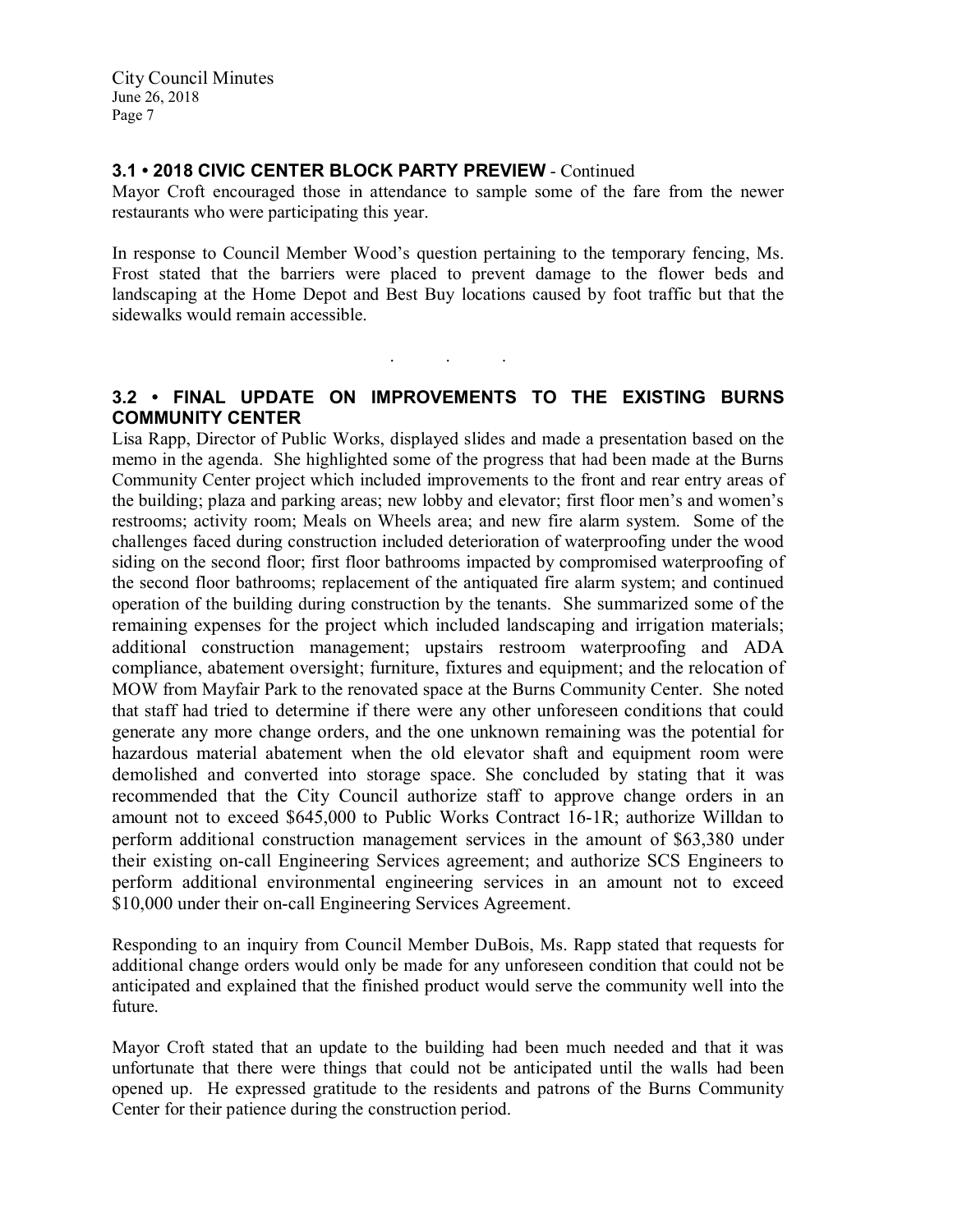### 3.1 • 2018 CIVIC CENTER BLOCK PARTY PREVIEW - Continued

Mayor Croft encouraged those in attendance to sample some of the fare from the newer restaurants who were participating this year.

In response to Council Member Wood's question pertaining to the temporary fencing, Ms. Frost stated that the barriers were placed to prevent damage to the flower beds and landscaping at the Home Depot and Best Buy locations caused by foot traffic but that the sidewalks would remain accessible.

. . .

### 3.2 • FINAL UPDATE ON IMPROVEMENTS TO THE EXISTING BURNS COMMUNITY CENTER

Lisa Rapp, Director of Public Works, displayed slides and made a presentation based on the memo in the agenda. She highlighted some of the progress that had been made at the Burns Community Center project which included improvements to the front and rear entry areas of the building; plaza and parking areas; new lobby and elevator; first floor men's and women's restrooms; activity room; Meals on Wheels area; and new fire alarm system. Some of the challenges faced during construction included deterioration of waterproofing under the wood siding on the second floor; first floor bathrooms impacted by compromised waterproofing of the second floor bathrooms; replacement of the antiquated fire alarm system; and continued operation of the building during construction by the tenants. She summarized some of the remaining expenses for the project which included landscaping and irrigation materials; additional construction management; upstairs restroom waterproofing and ADA compliance, abatement oversight; furniture, fixtures and equipment; and the relocation of MOW from Mayfair Park to the renovated space at the Burns Community Center. She noted that staff had tried to determine if there were any other unforeseen conditions that could generate any more change orders, and the one unknown remaining was the potential for hazardous material abatement when the old elevator shaft and equipment room were demolished and converted into storage space. She concluded by stating that it was recommended that the City Council authorize staff to approve change orders in an amount not to exceed $645,000 to Public Works Contract 16-1R; authorize Willdan to perform additional construction management services in the amount of $63,380 under their existing on-call Engineering Services agreement; and authorize SCS Engineers to perform additional environmental engineering services in an amount not to exceed $10,000 under their on-call Engineering Services Agreement.

Responding to an inquiry from Council Member DuBois, Ms. Rapp stated that requests for additional change orders would only be made for any unforeseen condition that could not be anticipated and explained that the finished product would serve the community well into the future.

Mayor Croft stated that an update to the building had been much needed and that it was unfortunate that there were things that could not be anticipated until the walls had been opened up. He expressed gratitude to the residents and patrons of the Burns Community Center for their patience during the construction period.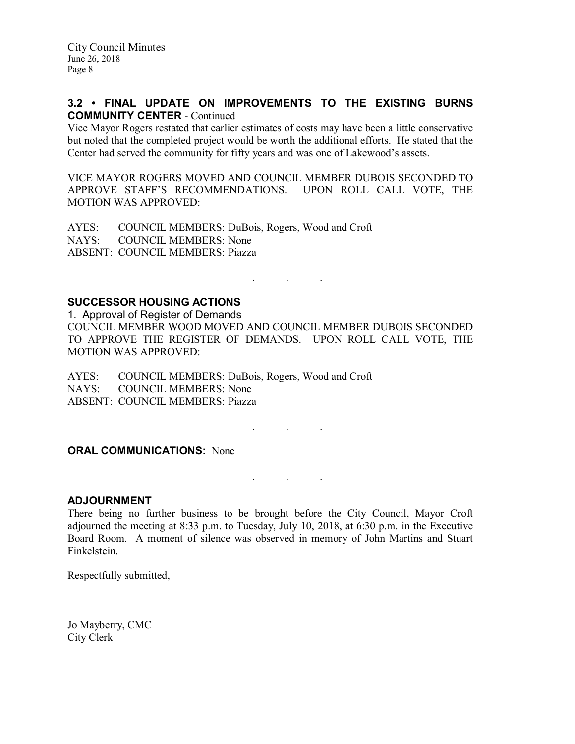### 3.2 • FINAL UPDATE ON IMPROVEMENTS TO THE EXISTING BURNS COMMUNITY CENTER - Continued

Vice Mayor Rogers restated that earlier estimates of costs may have been a little conservative but noted that the completed project would be worth the additional efforts. He stated that the Center had served the community for fifty years and was one of Lakewood's assets.

VICE MAYOR ROGERS MOVED AND COUNCIL MEMBER DUBOIS SECONDED TO APPROVE STAFF'S RECOMMENDATIONS. UPON ROLL CALL VOTE, THE MOTION WAS APPROVED:

AYES: COUNCIL MEMBERS: DuBois, Rogers, Wood and Croft
NAYS: COUNCIL MEMBERS: None
ABSENT: COUNCIL MEMBERS: Piazza

. . .

### SUCCESSOR HOUSING ACTIONS

1. Approval of Register of Demands

COUNCIL MEMBER WOOD MOVED AND COUNCIL MEMBER DUBOIS SECONDED TO APPROVE THE REGISTER OF DEMANDS. UPON ROLL CALL VOTE, THE MOTION WAS APPROVED:

AYES: COUNCIL MEMBERS: DuBois, Rogers, Wood and Croft
NAYS: COUNCIL MEMBERS: None
ABSENT: COUNCIL MEMBERS: Piazza

. . .

**ORAL COMMUNICATIONS:** None

. . .

### ADJOURNMENT

There being no further business to be brought before the City Council, Mayor Croft adjourned the meeting at 8:33 p.m. to Tuesday, July 10, 2018, at 6:30 p.m. in the Executive Board Room. A moment of silence was observed in memory of John Martins and Stuart Finkelstein.

Respectfully submitted,

Jo Mayberry, CMC
City Clerk